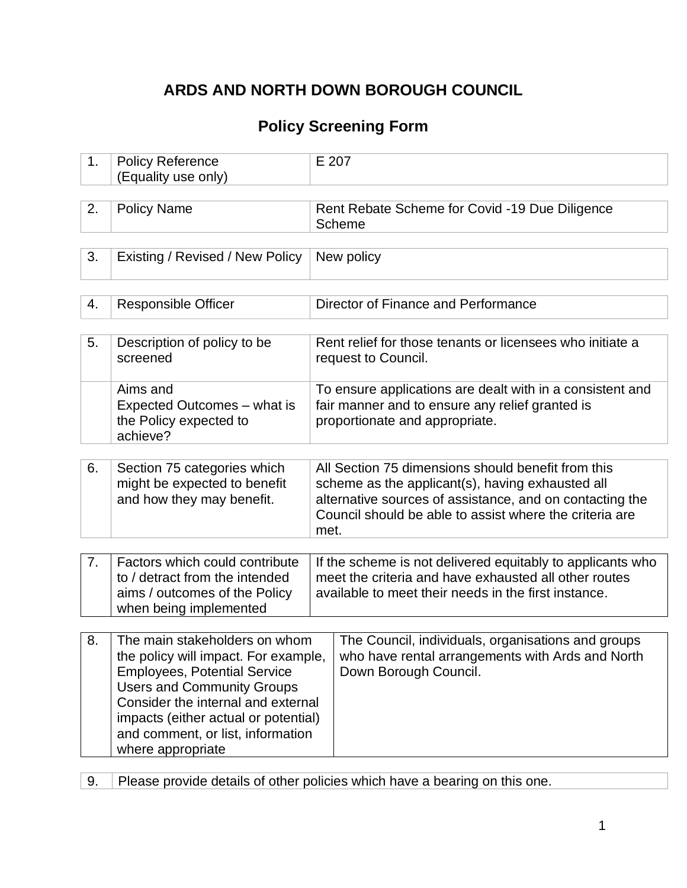# ARDS AND NORTH DOWN BOROUGH COUNCIL

## Policy Screening Form

| | | |
|---|---|---|
| 1. | Policy Reference (Equality use only) | E 207 |

| | | |
|---|---|---|
| 2. | Policy Name | Rent Rebate Scheme for Covid -19 Due Diligence Scheme |

| | | |
|---|---|---|
| 3. | Existing / Revised / New Policy | New policy |

| | | |
|---|---|---|
| 4. | Responsible Officer | Director of Finance and Performance |

| | | |
|---|---|---|
| 5. | Description of policy to be screened | Rent relief for those tenants or licensees who initiate a request to Council. |
| | Aims and Expected Outcomes – what is the Policy expected to achieve? | To ensure applications are dealt with in a consistent and fair manner and to ensure any relief granted is proportionate and appropriate. |

| | | |
|---|---|---|
| 6. | Section 75 categories which might be expected to benefit and how they may benefit. | All Section 75 dimensions should benefit from this scheme as the applicant(s), having exhausted all alternative sources of assistance, and on contacting the Council should be able to assist where the criteria are met. |

| | | |
|---|---|---|
| 7. | Factors which could contribute to / detract from the intended aims / outcomes of the Policy when being implemented | If the scheme is not delivered equitably to applicants who meet the criteria and have exhausted all other routes available to meet their needs in the first instance. |

| | | |
|---|---|---|
| 8. | The main stakeholders on whom the policy will impact. For example, Employees, Potential Service Users and Community Groups Consider the internal and external impacts (either actual or potential) and comment, or list, information where appropriate | The Council, individuals, organisations and groups who have rental arrangements with Ards and North Down Borough Council. |

| | |
|---|---|
| 9. | Please provide details of other policies which have a bearing on this one. |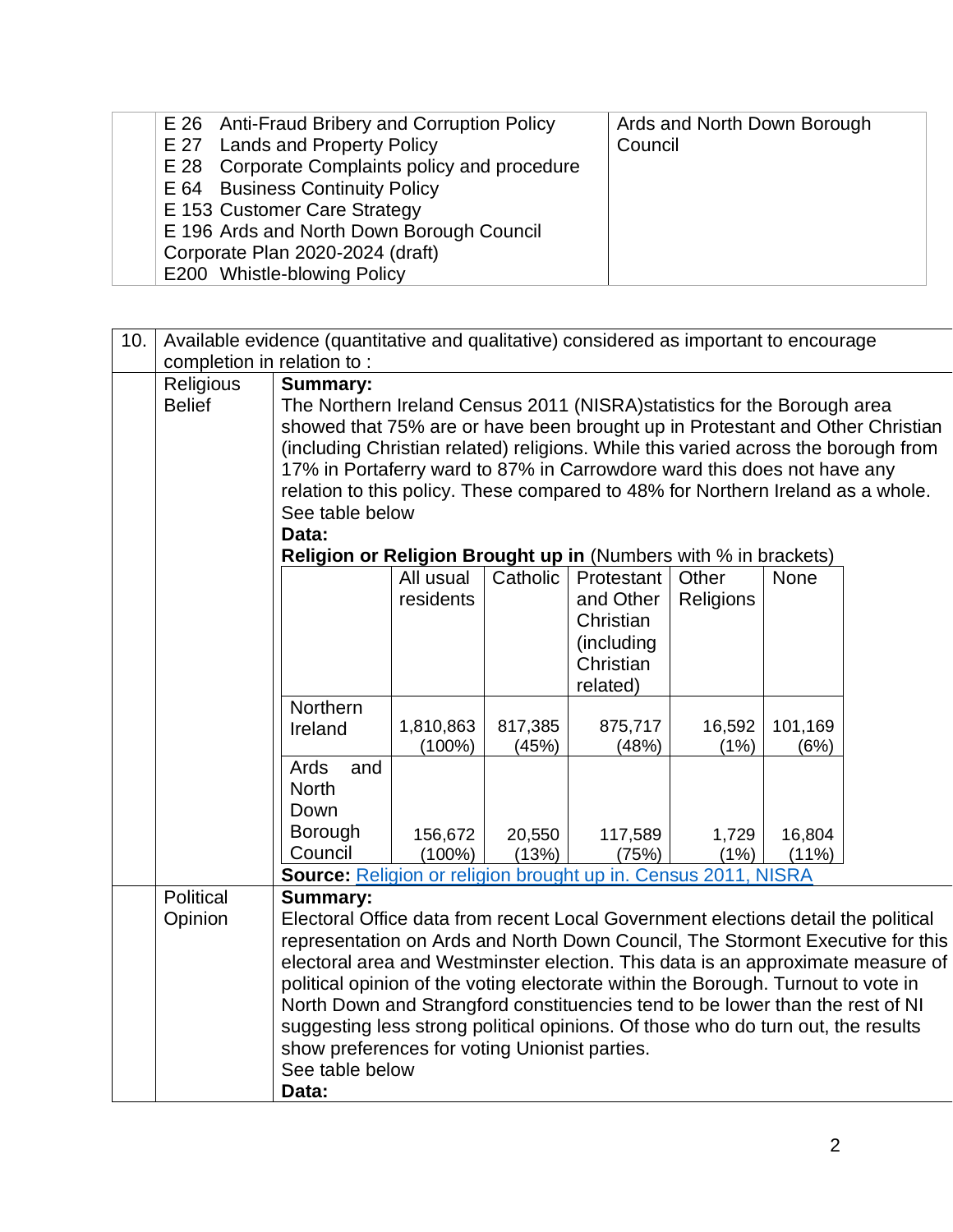| | | |
|---|---|---|
| | E 26 Anti-Fraud Bribery and Corruption Policy<br>E 27 Lands and Property Policy<br>E 28 Corporate Complaints policy and procedure<br>E 64 Business Continuity Policy<br>E 153 Customer Care Strategy<br>E 196 Ards and North Down Borough Council Corporate Plan 2020-2024 (draft)<br>E200 Whistle-blowing Policy | Ards and North Down Borough Council |

| 10. | Available evidence (quantitative and qualitative) considered as important to encourage completion in relation to : | |
|---|---|---|
| | Religious Belief | **Summary:**<br>The Northern Ireland Census 2011 (NISRA)statistics for the Borough area showed that 75% are or have been brought up in Protestant and Other Christian (including Christian related) religions. While this varied across the borough from 17% in Portaferry ward to 87% in Carrowdore ward this does not have any relation to this policy. These compared to 48% for Northern Ireland as a whole.<br>See table below<br>**Data:** |

**Religion or Religion Brought up in** (Numbers with % in brackets)

| | All usual residents | Catholic | Protestant and Other Christian (including Christian related) | Other Religions | None |
|---|---|---|---|---|---|
| Northern Ireland | 1,810,863 (100%) | 817,385 (45%) | 875,717 (48%) | 16,592 (1%) | 101,169 (6%) |
| Ards and North Down Borough Council | 156,672 (100%) | 20,550 (13%) | 117,589 (75%) | 1,729 (1%) | 16,804 (11%) |

**Source:** Religion or religion brought up in. Census 2011, NISRA

| | | |
|---|---|---|
| | Political Opinion | **Summary:**<br>Electoral Office data from recent Local Government elections detail the political representation on Ards and North Down Council, The Stormont Executive for this electoral area and Westminster election. This data is an approximate measure of political opinion of the voting electorate within the Borough. Turnout to vote in North Down and Strangford constituencies tend to be lower than the rest of NI suggesting less strong political opinions. Of those who do turn out, the results show preferences for voting Unionist parties.<br>See table below<br>**Data:** |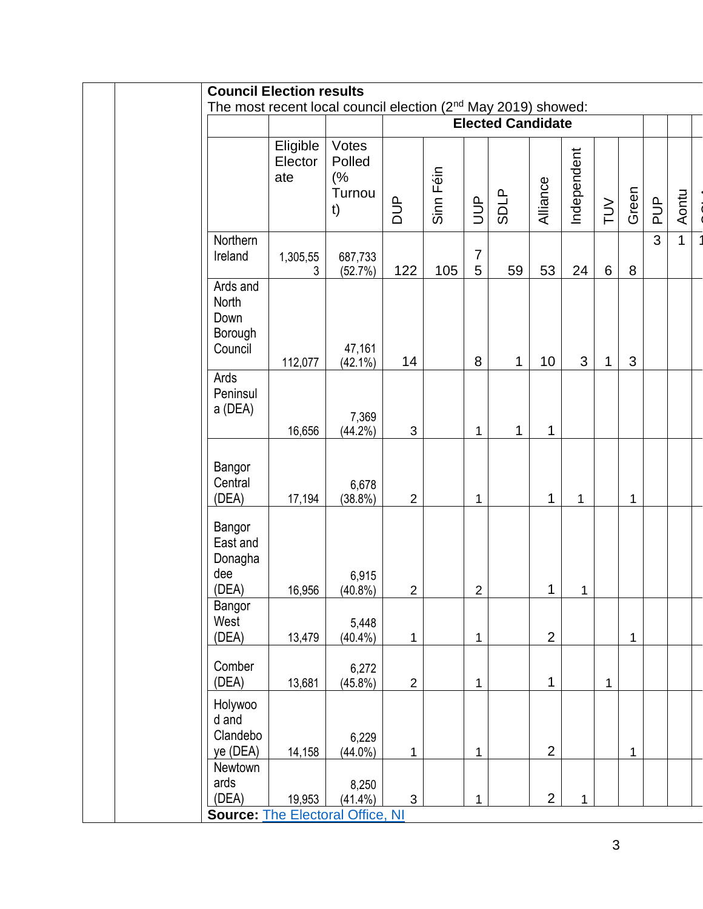**Council Election results**

The most recent local council election (2nd May 2019) showed:

| | | | Elected Candidate | | | | | | | | | | |
|---|---|---|---|---|---|---|---|---|---|---|---|---|---|
| | Eligible Electorate | Votes Polled (% Turnout) | DUP | Sinn Féin | UUP | SDLP | Alliance | Independent | TUV | Green | PUP | Aontu | S |
| Northern Ireland | 1,305,553 | 687,733 (52.7%) | 122 | 105 | 75 | 59 | 53 | 24 | 6 | 8 | 3 | 1 | 1 |
| Ards and North Down Borough Council | 112,077 | 47,161 (42.1%) | 14 | | 8 | 1 | 10 | 3 | 1 | 3 | | | |
| Ards Peninsula (DEA) | 16,656 | 7,369 (44.2%) | 3 | | 1 | 1 | 1 | | | | | | |
| Bangor Central (DEA) | 17,194 | 6,678 (38.8%) | 2 | | 1 | | 1 | 1 | | 1 | | | |
| Bangor East and Donaghadee (DEA) | 16,956 | 6,915 (40.8%) | 2 | | 2 | | 1 | 1 | | | | | |
| Bangor West (DEA) | 13,479 | 5,448 (40.4%) | 1 | | 1 | | 2 | | | 1 | | | |
| Comber (DEA) | 13,681 | 6,272 (45.8%) | 2 | | 1 | | 1 | | 1 | | | | |
| Holywood and Clandeboye (DEA) | 14,158 | 6,229 (44.0%) | 1 | | 1 | | 2 | | | 1 | | | |
| Newtownards (DEA) | 19,953 | 8,250 (41.4%) | 3 | | 1 | | 2 | 1 | | | | | |

**Source:** [The Electoral Office, NI]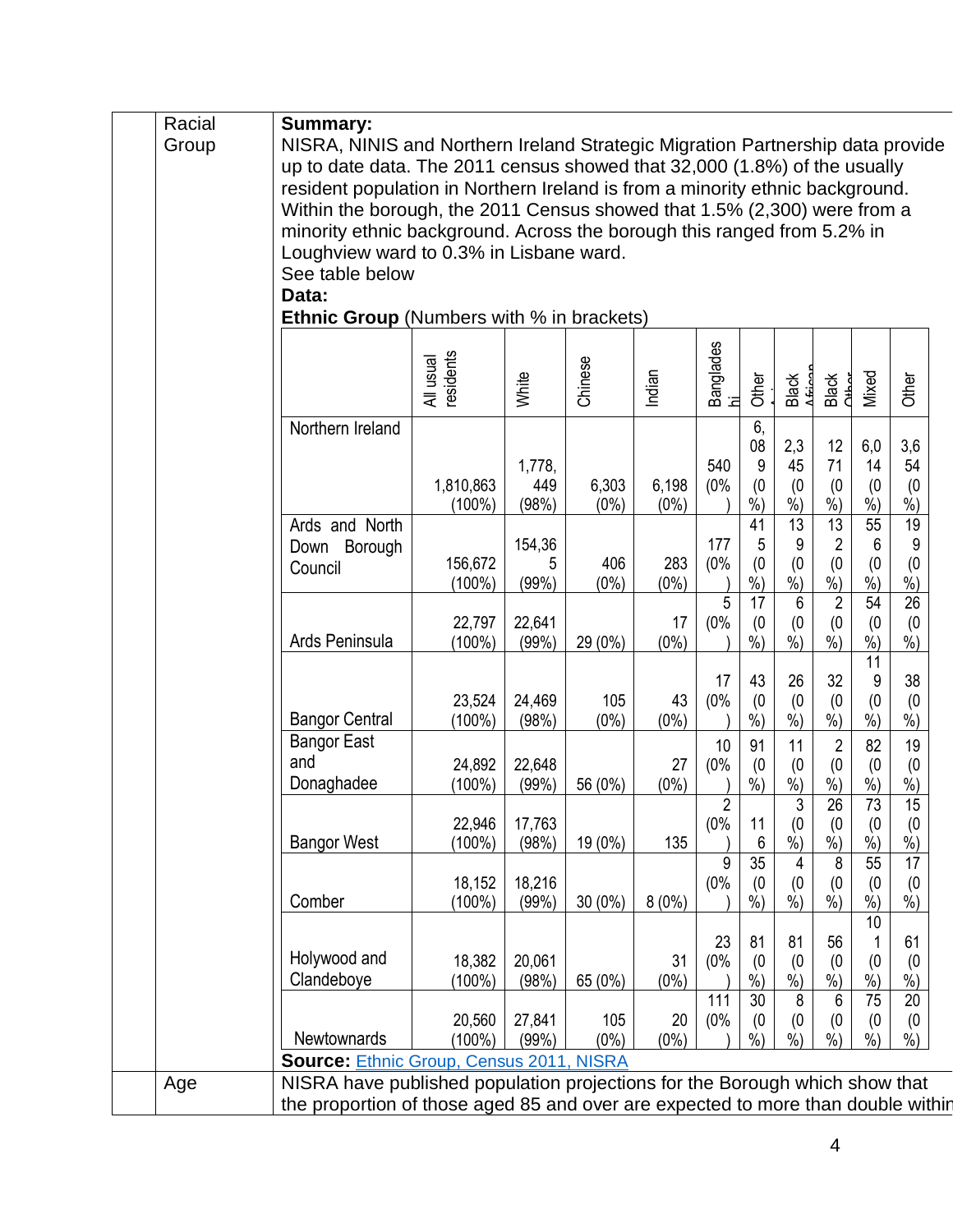**Racial Group**

**Summary:**
NISRA, NINIS and Northern Ireland Strategic Migration Partnership data provide up to date data. The 2011 census showed that 32,000 (1.8%) of the usually resident population in Northern Ireland is from a minority ethnic background. Within the borough, the 2011 Census showed that 1.5% (2,300) were from a minority ethnic background. Across the borough this ranged from 5.2% in Loughview ward to 0.3% in Lisbane ward.
See table below

**Data:**

**Ethnic Group** (Numbers with % in brackets)

| | All usual residents | White | Chinese | Indian | Bangladeshi | Other Asian | Black African | Black Other | Mixed | Other |
|---|---|---|---|---|---|---|---|---|---|---|
| Northern Ireland | 1,810,863 (100%) | 1,778,449 (98%) | 6,303 (0%) | 6,198 (0%) | 540 (0%) | 6,089 (0%) | 2,345 (0%) | 1271 (0%) | 6,014 (0%) | 3,654 (0%) |
| Ards and North Down Borough Council | 156,672 (100%) | 154,365 (99%) | 406 (0%) | 283 (0%) | 177 (0%) | 415 (0%) | 139 (0%) | 132 (0%) | 556 (0%) | 199 (0%) |
| Ards Peninsula | 22,797 (100%) | 22,641 (99%) | 29 (0%) | 17 (0%) | 5 (0%) | 17 (0%) | 6 (0%) | 2 (0%) | 54 (0%) | 26 (0%) |
| Bangor Central | 23,524 (100%) | 24,469 (98%) | 105 (0%) | 43 (0%) | 17 (0%) | 43 (0%) | 26 (0%) | 32 (0%) | 119 (0%) | 38 (0%) |
| Bangor East and Donaghadee | 24,892 (100%) | 22,648 (99%) | 56 (0%) | 27 (0%) | 10 (0%) | 91 (0%) | 11 (0%) | 2 (0%) | 82 (0%) | 19 (0%) |
| Bangor West | 22,946 (100%) | 17,763 (98%) | 19 (0%) | 135 | 2 (0%) | 116 | 3 (0%) | 26 (0%) | 73 (0%) | 15 (0%) |
| Comber | 18,152 (100%) | 18,216 (99%) | 30 (0%) | 8 (0%) | 9 (0%) | 35 (0%) | 4 (0%) | 8 (0%) | 55 (0%) | 17 (0%) |
| Holywood and Clandeboye | 18,382 (100%) | 20,061 (98%) | 65 (0%) | 31 (0%) | 23 (0%) | 81 (0%) | 81 (0%) | 56 (0%) | 101 (0%) | 61 (0%) |
| Newtownards | 20,560 (100%) | 27,841 (99%) | 105 (0%) | 20 (0%) | 111 (0%) | 30 (0%) | 8 (0%) | 6 (0%) | 75 (0%) | 20 (0%) |

**Source:** [Ethnic Group, Census 2011, NISRA]()

**Age**

NISRA have published population projections for the Borough which show that the proportion of those aged 85 and over are expected to more than double within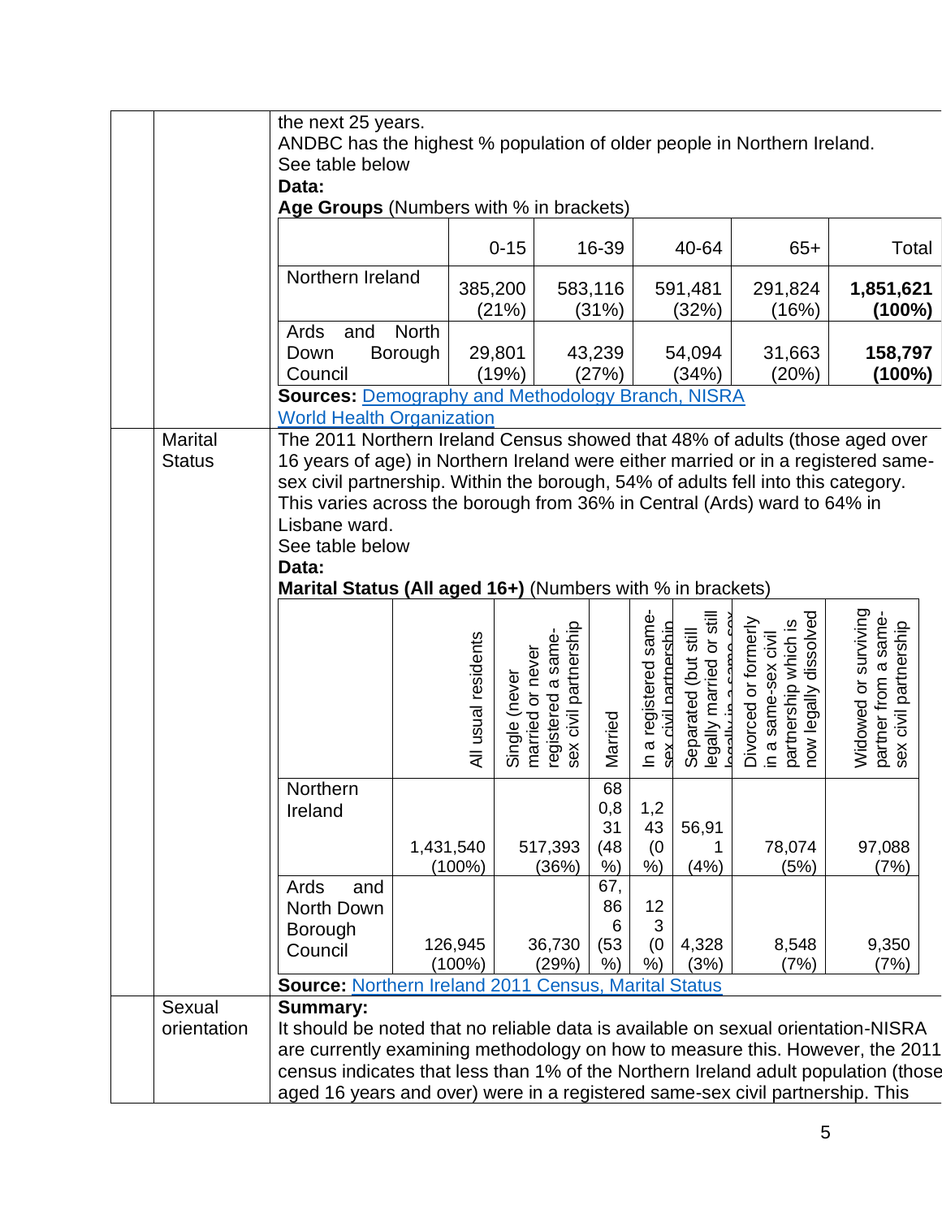the next 25 years.
ANDBC has the highest % population of older people in Northern Ireland.
See table below

**Data:**

**Age Groups** (Numbers with % in brackets)

| | 0-15 | 16-39 | 40-64 | 65+ | Total |
|---|---|---|---|---|---|
| Northern Ireland | 385,200 (21%) | 583,116 (31%) | 591,481 (32%) | 291,824 (16%) | **1,851,621 (100%)** |
| Ards and North Down Borough Council | 29,801 (19%) | 43,239 (27%) | 54,094 (34%) | 31,663 (20%) | **158,797 (100%)** |

**Sources:** Demography and Methodology Branch, NISRA
World Health Organization

## Marital Status

The 2011 Northern Ireland Census showed that 48% of adults (those aged over 16 years of age) in Northern Ireland were either married or in a registered same-sex civil partnership. Within the borough, 54% of adults fell into this category. This varies across the borough from 36% in Central (Ards) ward to 64% in Lisbane ward.
See table below

**Data:**

**Marital Status (All aged 16+)** (Numbers with % in brackets)

| | All usual residents | Single (never married or never registered a same-sex civil partnership | Married | In a registered same-sex civil partnership | Separated (but still legally married or still legally in a same-sex civil partnership) | Divorced or formerly in a same-sex civil partnership which is now legally dissolved | Widowed or surviving partner from a same-sex civil partnership |
|---|---|---|---|---|---|---|---|
| Northern Ireland | 1,431,540 (100%) | 517,393 (36%) | 680,831 (48%) | 1,243 (0%) | 56,911 (4%) | 78,074 (5%) | 97,088 (7%) |
| Ards and North Down Borough Council | 126,945 (100%) | 36,730 (29%) | 67,866 (53%) | 123 (0%) | 4,328 (3%) | 8,548 (7%) | 9,350 (7%) |

**Source:** Northern Ireland 2011 Census, Marital Status

## Sexual orientation

**Summary:**

It should be noted that no reliable data is available on sexual orientation-NISRA are currently examining methodology on how to measure this. However, the 2011 census indicates that less than 1% of the Northern Ireland adult population (those aged 16 years and over) were in a registered same-sex civil partnership. This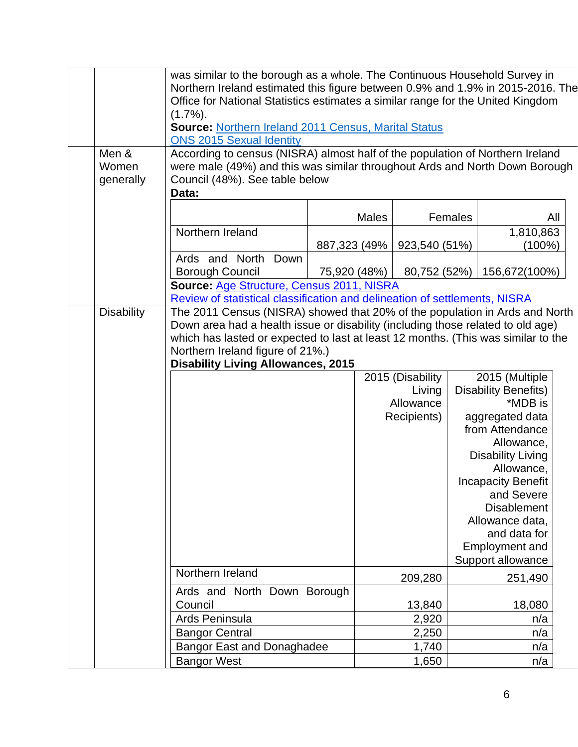| | | |
|---|---|---|
| | | was similar to the borough as a whole. The Continuous Household Survey in Northern Ireland estimated this figure between 0.9% and 1.9% in 2015-2016. The Office for National Statistics estimates a similar range for the United Kingdom (1.7%).<br>**Source:** Northern Ireland 2011 Census, Marital Status<br>ONS 2015 Sexual Identity |
| | Men & Women generally | According to census (NISRA) almost half of the population of Northern Ireland were male (49%) and this was similar throughout Ards and North Down Borough Council (48%). See table below<br>**Data:** |

| | Males | Females | All |
|---|---|---|---|
| Northern Ireland | 887,323 (49% | 923,540 (51%) | 1,810,863 (100%) |
| Ards and North Down Borough Council | 75,920 (48%) | 80,752 (52%) | 156,672(100%) |

**Source:** Age Structure, Census 2011, NISRA
Review of statistical classification and delineation of settlements, NISRA

**Disability**

The 2011 Census (NISRA) showed that 20% of the population in Ards and North Down area had a health issue or disability (including those related to old age) which has lasted or expected to last at least 12 months. (This was similar to the Northern Ireland figure of 21%.)

**Disability Living Allowances, 2015**

| | 2015 (Disability Living Allowance Recipients) | 2015 (Multiple Disability Benefits) *MDB is aggregated data from Attendance Allowance, Disability Living Allowance, Incapacity Benefit and Severe Disablement Allowance data, and data for Employment and Support allowance |
|---|---|---|
| Northern Ireland | 209,280 | 251,490 |
| Ards and North Down Borough Council | 13,840 | 18,080 |
| Ards Peninsula | 2,920 | n/a |
| Bangor Central | 2,250 | n/a |
| Bangor East and Donaghadee | 1,740 | n/a |
| Bangor West | 1,650 | n/a |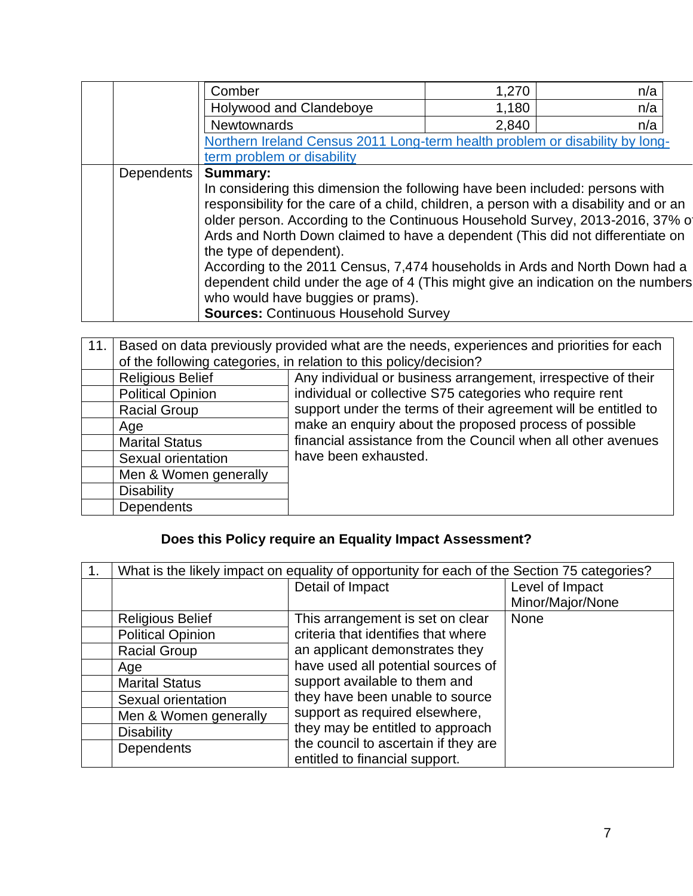| | | | | |
|---|---|---|---|---|
| | | Comber | 1,270 | n/a |
| | | Holywood and Clandeboye | 1,180 | n/a |
| | | Newtownards | 2,840 | n/a |
| | | [Northern Ireland Census 2011 Long-term health problem or disability by long-term problem or disability] | | |
| | Dependents | **Summary:**<br>In considering this dimension the following have been included: persons with responsibility for the care of a child, children, a person with a disability and or an older person. According to the Continuous Household Survey, 2013-2016, 37% of Ards and North Down claimed to have a dependent (This did not differentiate on the type of dependent).<br>According to the 2011 Census, 7,474 households in Ards and North Down had a dependent child under the age of 4 (This might give an indication on the numbers who would have buggies or prams).<br>**Sources:** Continuous Household Survey | | |

| 11. | Based on data previously provided what are the needs, experiences and priorities for each of the following categories, in relation to this policy/decision? | |
|---|---|---|
| | Religious Belief | Any individual or business arrangement, irrespective of their individual or collective S75 categories who require rent support under the terms of their agreement will be entitled to make an enquiry about the proposed process of possible financial assistance from the Council when all other avenues have been exhausted. |
| | Political Opinion | |
| | Racial Group | |
| | Age | |
| | Marital Status | |
| | Sexual orientation | |
| | Men & Women generally | |
| | Disability | |
| | Dependents | |

**Does this Policy require an Equality Impact Assessment?**

| 1. | What is the likely impact on equality of opportunity for each of the Section 75 categories? | | |
|---|---|---|---|
| | | Detail of Impact | Level of Impact Minor/Major/None |
| | Religious Belief | This arrangement is set on clear criteria that identifies that where an applicant demonstrates they have used all potential sources of support available to them and they have been unable to source support as required elsewhere, they may be entitled to approach the council to ascertain if they are entitled to financial support. | None |
| | Political Opinion | | |
| | Racial Group | | |
| | Age | | |
| | Marital Status | | |
| | Sexual orientation | | |
| | Men & Women generally | | |
| | Disability | | |
| | Dependents | | |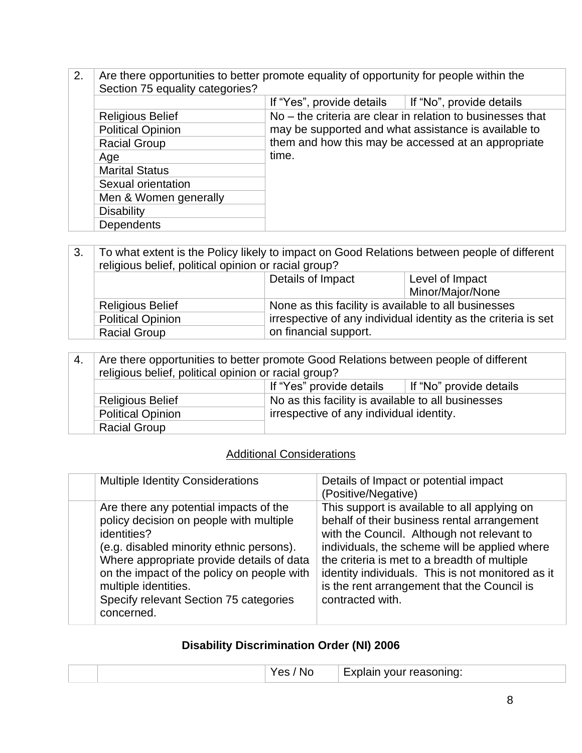| 2. | Are there opportunities to better promote equality of opportunity for people within the Section 75 equality categories? | | |
|---|---|---|---|
| | | If "Yes", provide details | If "No", provide details |
| | Religious Belief | No – the criteria are clear in relation to businesses that may be supported and what assistance is available to them and how this may be accessed at an appropriate time. | |
| | Political Opinion | | |
| | Racial Group | | |
| | Age | | |
| | Marital Status | | |
| | Sexual orientation | | |
| | Men & Women generally | | |
| | Disability | | |
| | Dependents | | |

| 3. | To what extent is the Policy likely to impact on Good Relations between people of different religious belief, political opinion or racial group? | | |
|---|---|---|---|
| | | Details of Impact | Level of Impact Minor/Major/None |
| | Religious Belief | None as this facility is available to all businesses irrespective of any individual identity as the criteria is set on financial support. | |
| | Political Opinion | | |
| | Racial Group | | |

| 4. | Are there opportunities to better promote Good Relations between people of different religious belief, political opinion or racial group? | | |
|---|---|---|---|
| | | If "Yes" provide details | If "No" provide details |
| | Religious Belief | No as this facility is available to all businesses irrespective of any individual identity. | |
| | Political Opinion | | |
| | Racial Group | | |

## Additional Considerations

| | Multiple Identity Considerations | Details of Impact or potential impact (Positive/Negative) |
|---|---|---|
| | Are there any potential impacts of the policy decision on people with multiple identities? (e.g. disabled minority ethnic persons). Where appropriate provide details of data on the impact of the policy on people with multiple identities. Specify relevant Section 75 categories concerned. | This support is available to all applying on behalf of their business rental arrangement with the Council. Although not relevant to individuals, the scheme will be applied where the criteria is met to a breadth of multiple identity individuals. This is not monitored as it is the rent arrangement that the Council is contracted with. |

## Disability Discrimination Order (NI) 2006

| | | Yes / No | Explain your reasoning: |
|---|---|---|---|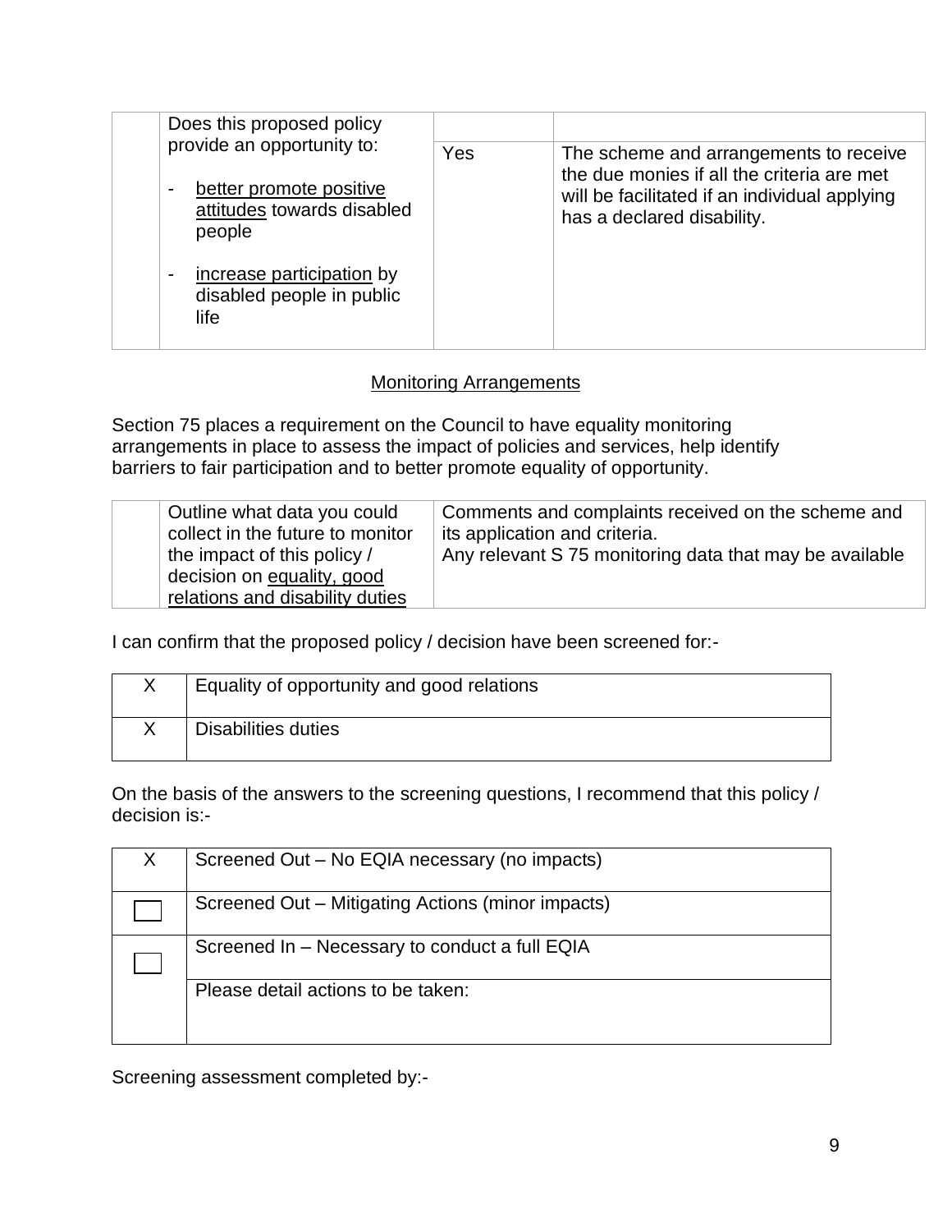| | Does this proposed policy provide an opportunity to:<br><br>- better promote positive attitudes towards disabled people<br><br>- increase participation by disabled people in public life | Yes | The scheme and arrangements to receive the due monies if all the criteria are met will be facilitated if an individual applying has a declared disability. |
|---|---|---|---|

## Monitoring Arrangements

Section 75 places a requirement on the Council to have equality monitoring arrangements in place to assess the impact of policies and services, help identify barriers to fair participation and to better promote equality of opportunity.

| | Outline what data you could collect in the future to monitor the impact of this policy / decision on equality, good relations and disability duties | Comments and complaints received on the scheme and its application and criteria.<br>Any relevant S 75 monitoring data that may be available |
|---|---|---|

I can confirm that the proposed policy / decision have been screened for:-

| | |
|---|---|
| X | Equality of opportunity and good relations |
| X | Disabilities duties |

On the basis of the answers to the screening questions, I recommend that this policy / decision is:-

| | |
|---|---|
| X | Screened Out – No EQIA necessary (no impacts) |
| ☐ | Screened Out – Mitigating Actions (minor impacts) |
| ☐ | Screened In – Necessary to conduct a full EQIA |
| | Please detail actions to be taken: |

Screening assessment completed by:-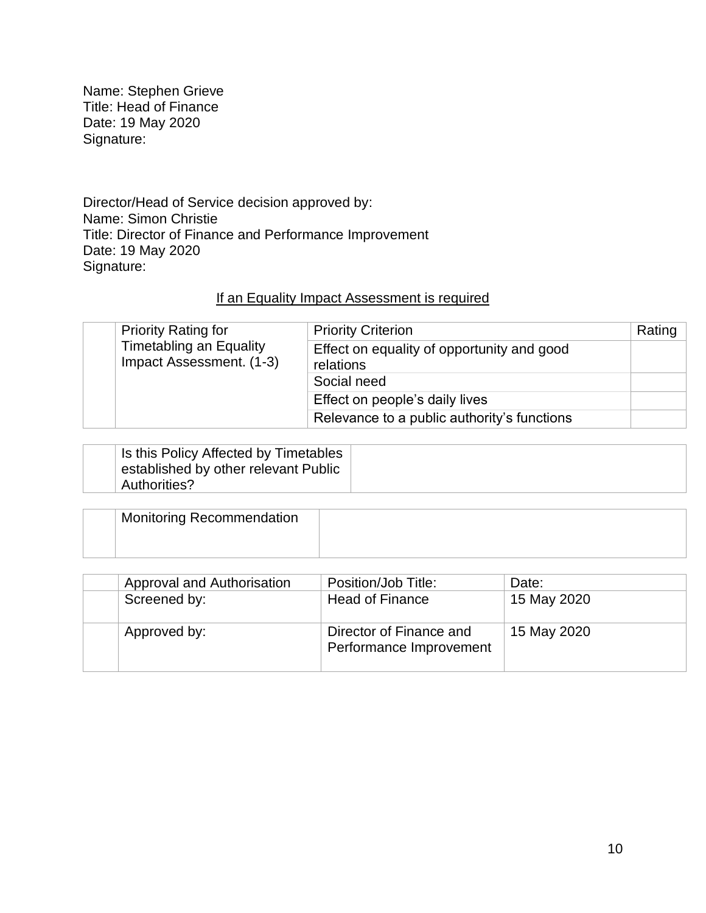Name: Stephen Grieve
Title: Head of Finance
Date: 19 May 2020
Signature:

Director/Head of Service decision approved by:
Name: Simon Christie
Title: Director of Finance and Performance Improvement
Date: 19 May 2020
Signature:

<u>If an Equality Impact Assessment is required</u>

| | | | |
|---|---|---|---|
| | Priority Rating for Timetabling an Equality Impact Assessment. (1-3) | Priority Criterion | Rating |
| | | Effect on equality of opportunity and good relations | |
| | | Social need | |
| | | Effect on people's daily lives | |
| | | Relevance to a public authority's functions | |

| | | |
|---|---|---|
| | Is this Policy Affected by Timetables established by other relevant Public Authorities? | |

| | | |
|---|---|---|
| | Monitoring Recommendation | |

| | | | |
|---|---|---|---|
| | Approval and Authorisation | Position/Job Title: | Date: |
| | Screened by: | Head of Finance | 15 May 2020 |
| | Approved by: | Director of Finance and Performance Improvement | 15 May 2020 |